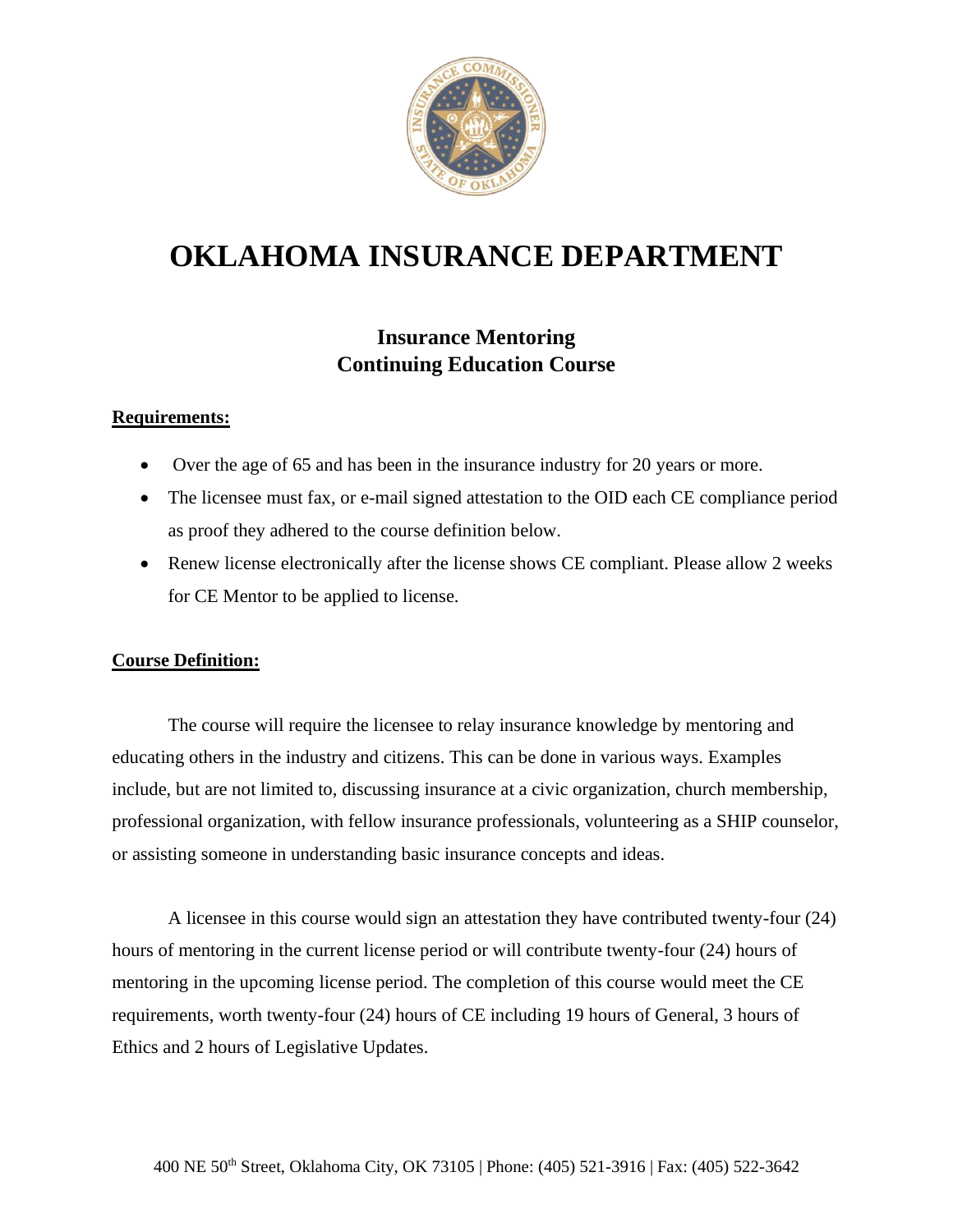# OKLAHOMA INSURANCE DEPARTMENT

## Insurance Mentoring
## Continuing Education Course

**Requirements:**

- Over the age of 65 and has been in the insurance industry for 20 years or more.
- The licensee must fax, or e-mail signed attestation to the OID each CE compliance period as proof they adhered to the course definition below.
- Renew license electronically after the license shows CE compliant. Please allow 2 weeks for CE Mentor to be applied to license.

**Course Definition:**

The course will require the licensee to relay insurance knowledge by mentoring and educating others in the industry and citizens. This can be done in various ways. Examples include, but are not limited to, discussing insurance at a civic organization, church membership, professional organization, with fellow insurance professionals, volunteering as a SHIP counselor, or assisting someone in understanding basic insurance concepts and ideas.

A licensee in this course would sign an attestation they have contributed twenty-four (24) hours of mentoring in the current license period or will contribute twenty-four (24) hours of mentoring in the upcoming license period. The completion of this course would meet the CE requirements, worth twenty-four (24) hours of CE including 19 hours of General, 3 hours of Ethics and 2 hours of Legislative Updates.

400 NE 50th Street, Oklahoma City, OK 73105 | Phone: (405) 521-3916 | Fax: (405) 522-3642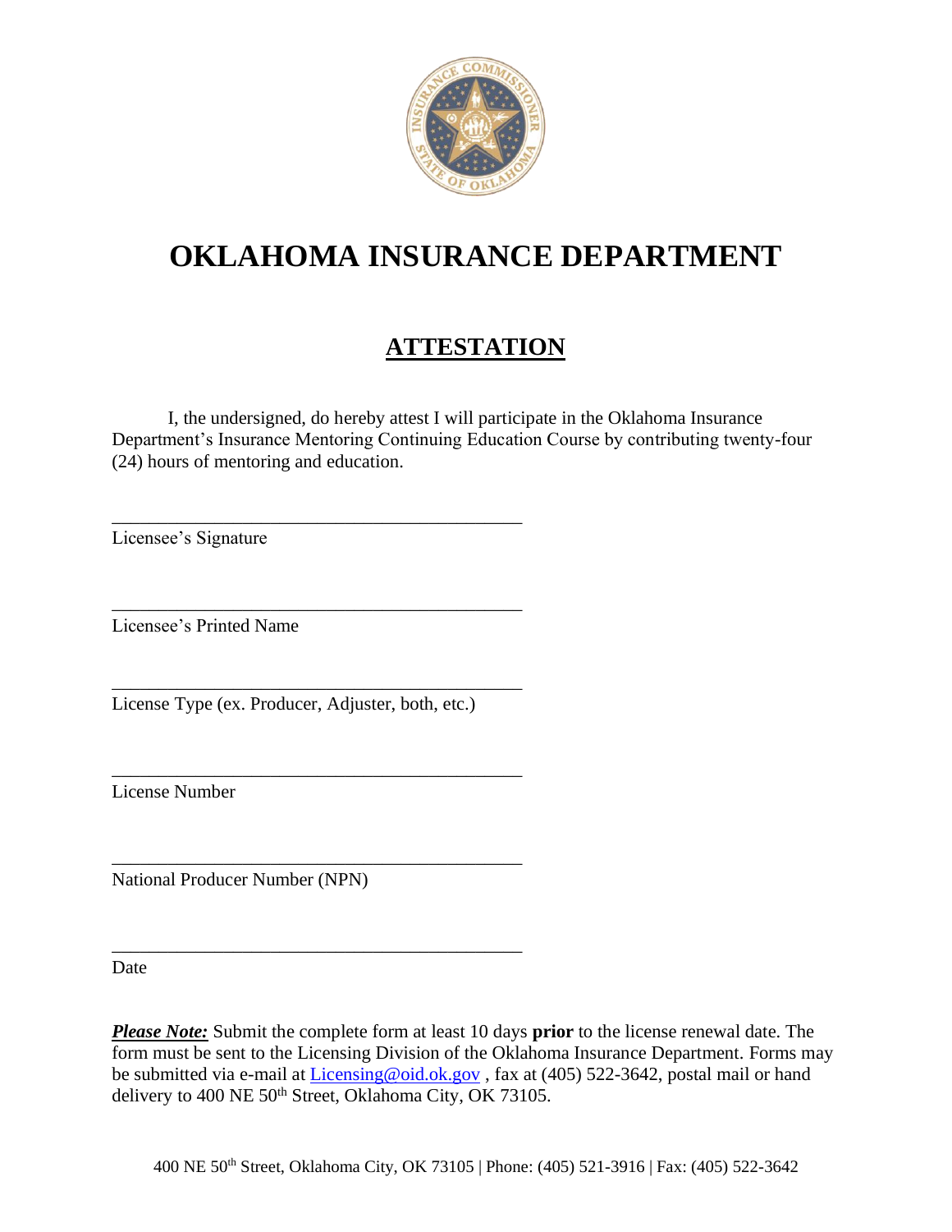# OKLAHOMA INSURANCE DEPARTMENT

## ATTESTATION

I, the undersigned, do hereby attest I will participate in the Oklahoma Insurance Department's Insurance Mentoring Continuing Education Course by contributing twenty-four (24) hours of mentoring and education.

______________________________________________
Licensee's Signature

______________________________________________
Licensee's Printed Name

______________________________________________
License Type (ex. Producer, Adjuster, both, etc.)

______________________________________________
License Number

______________________________________________
National Producer Number (NPN)

______________________________________________
Date

***Please Note:*** Submit the complete form at least 10 days **prior** to the license renewal date. The form must be sent to the Licensing Division of the Oklahoma Insurance Department. Forms may be submitted via e-mail at [Licensing@oid.ok.gov](mailto:Licensing@oid.ok.gov) , fax at (405) 522-3642, postal mail or hand delivery to 400 NE 50th Street, Oklahoma City, OK 73105.